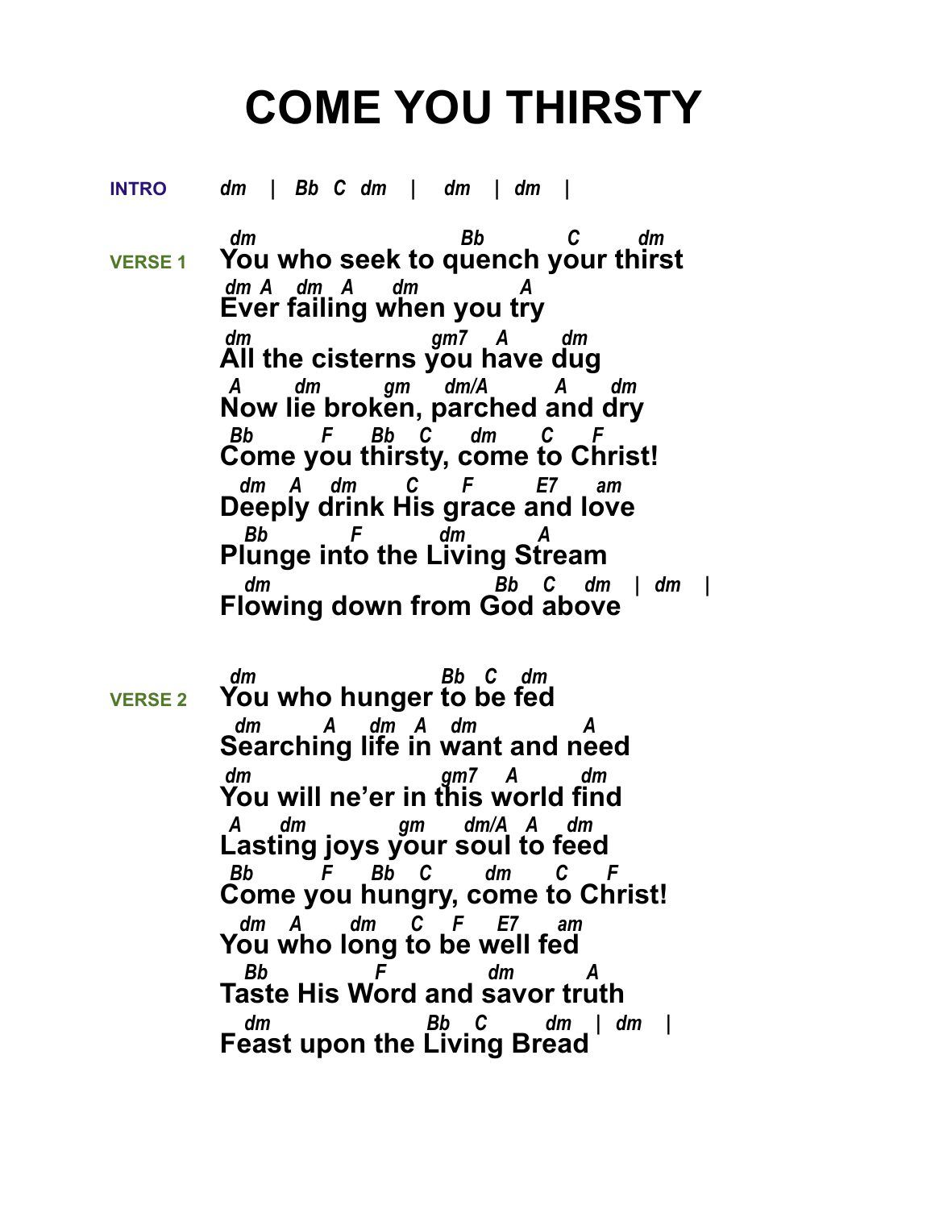# COME YOU THIRSTY

**INTRO** dm | Bb C dm | dm | dm |

**VERSE 1**

```
 dm                           Bb          C       dm
You who seek to quench your thirst
 dm  A   dm   A      dm              A
Ever failing when you try
 dm                      gm7    A       dm
All the cisterns you have dug
 A       dm          gm     dm/A         A      dm
Now lie broken, parched and dry
 Bb          F      Bb    C       dm      C      F
Come you thirsty, come to Christ!
  dm    A     dm        C       F          E7      am
Deeply drink His grace and love
   Bb            F             dm           A
Plunge into the Living Stream
   dm                                  Bb    C     dm   |  dm   |
Flowing down from God above
```

**VERSE 2**

```
 dm                          Bb   C    dm
You who hunger to be fed
  dm          A      dm   A    dm                A
Searching life in want and need
 dm                            gm7     A          dm
You will ne'er in this world find
 A      dm               gm       dm/A   A     dm
Lasting joys your soul to feed
 Bb           F      Bb     C          dm       C      F
Come you hungry, come to Christ!
  dm    A        dm      C     F     E7       am
You who long to be well fed
   Bb               F              dm          A
Taste His Word and savor truth
   dm                          Bb    C         dm   |  dm   |
Feast upon the Living Bread
```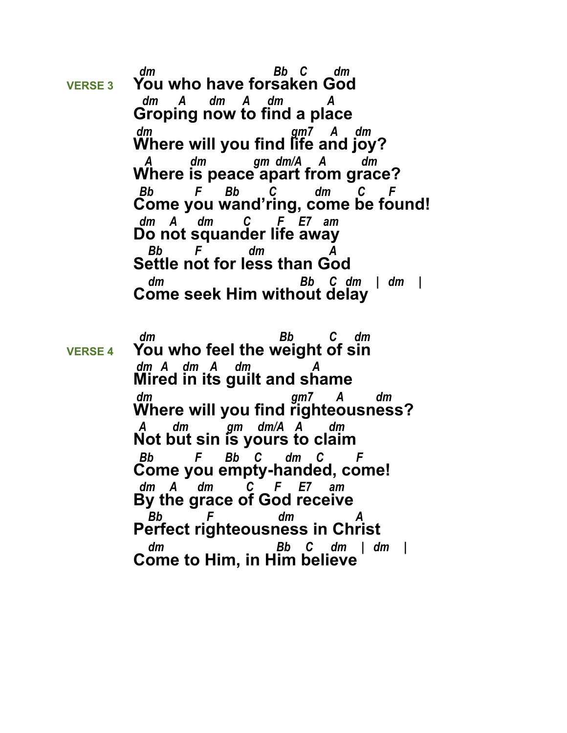**VERSE 3**

```
dm                        Bb  C     dm
You who have forsaken God
 dm    A    dm   A   dm        A
Groping now to find a place
dm                       gm7   A   dm
Where will you find life and joy?
 A       dm         gm  dm/A   A      dm
Where is peace apart from grace?
 Bb       F     Bb      C       dm     C    F
Come you wand'ring, come be found!
 dm   A    dm      C     F   E7  am
Do not squander life away
  Bb      F          dm          A
Settle not for less than God
  dm                       Bb   C  dm   | dm   |
Come seek Him without delay
```

**VERSE 4**

```
dm                         Bb       C   dm
You who feel the weight of sin
dm  A   dm  A    dm           A
Mired in its guilt and shame
dm                       gm7     A      dm
Where will you find righteousness?
A     dm       gm   dm/A  A     dm
Not but sin is yours to claim
Bb        F     Bb   C     dm   C      F
Come you empty-handed, come!
dm   A    dm      C    F    E7   am
By the grace of God receive
  Bb         F            dm          A
Perfect righteousness in Christ
  dm                    Bb   C   dm   | dm   |
Come to Him, in Him believe
```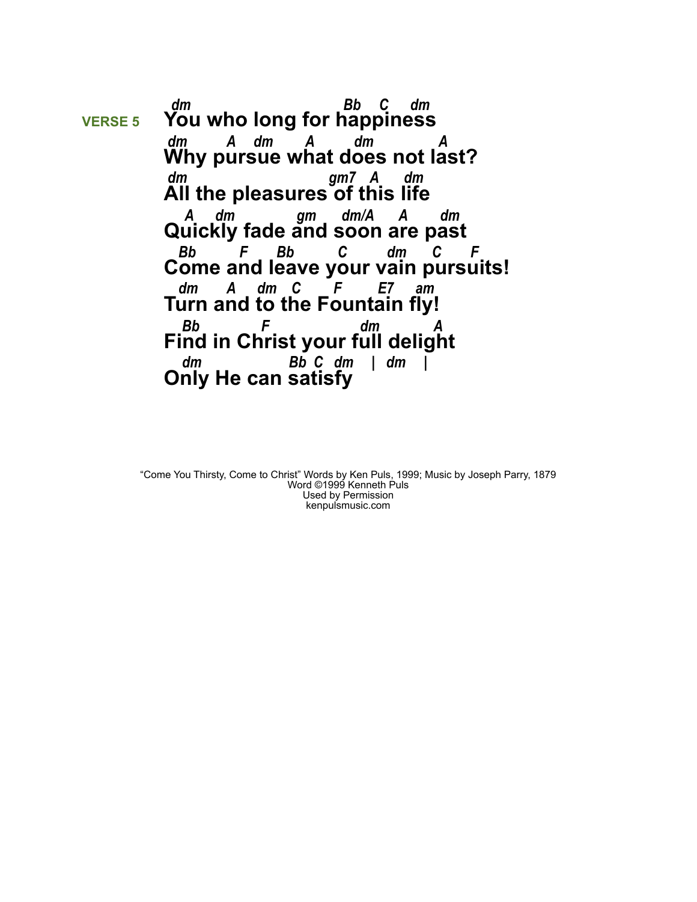**VERSE 5**

```
dm                        Bb   C    dm
You who long for happiness
dm      A   dm     A      dm         A
Why pursue what does not last?
dm                      gm7  A     dm
All the pleasures of this life
  A    dm         gm     dm/A    A      dm
Quickly fade and soon are past
 Bb       F     Bb        C       dm     C     F
Come and leave your vain pursuits!
 dm      A     dm   C      F       E7     am
Turn and to the Fountain fly!
 Bb           F               dm          A
Find in Christ your full delight
 dm                 Bb  C   dm    |  dm    |
Only He can satisfy
```

"Come You Thirsty, Come to Christ" Words by Ken Puls, 1999; Music by Joseph Parry, 1879
Word ©1999 Kenneth Puls
Used by Permission
kenpulsmusic.com